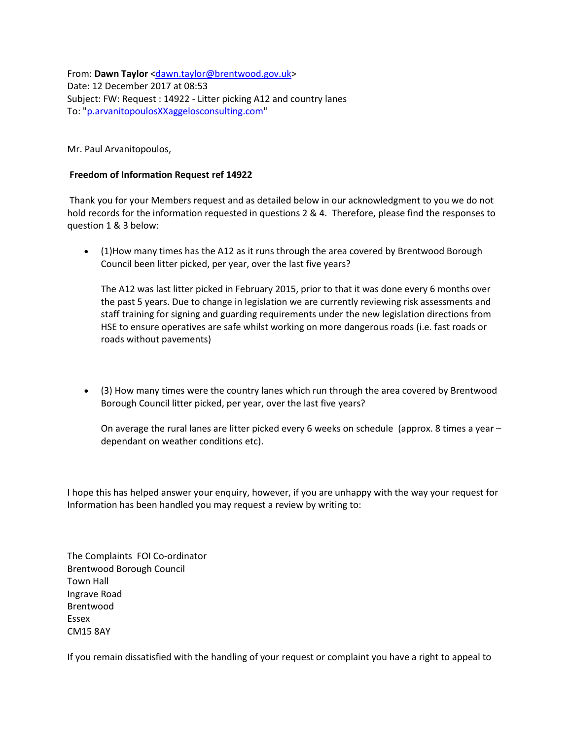From: **Dawn Taylor** <dawn.taylor@brentwood.gov.uk>
Date: 12 December 2017 at 08:53
Subject: FW: Request : 14922 - Litter picking A12 and country lanes
To: "p.arvanitopoulosXXaggelosconsulting.com"

Mr. Paul Arvanitopoulos,

**Freedom of Information Request ref 14922**

Thank you for your Members request and as detailed below in our acknowledgment to you we do not hold records for the information requested in questions 2 & 4. Therefore, please find the responses to question 1 & 3 below:

- (1)How many times has the A12 as it runs through the area covered by Brentwood Borough Council been litter picked, per year, over the last five years?

  The A12 was last litter picked in February 2015, prior to that it was done every 6 months over the past 5 years. Due to change in legislation we are currently reviewing risk assessments and staff training for signing and guarding requirements under the new legislation directions from HSE to ensure operatives are safe whilst working on more dangerous roads (i.e. fast roads or roads without pavements)

- (3) How many times were the country lanes which run through the area covered by Brentwood Borough Council litter picked, per year, over the last five years?

  On average the rural lanes are litter picked every 6 weeks on schedule (approx. 8 times a year – dependant on weather conditions etc).

I hope this has helped answer your enquiry, however, if you are unhappy with the way your request for Information has been handled you may request a review by writing to:

The Complaints FOI Co-ordinator
Brentwood Borough Council
Town Hall
Ingrave Road
Brentwood
Essex
CM15 8AY

If you remain dissatisfied with the handling of your request or complaint you have a right to appeal to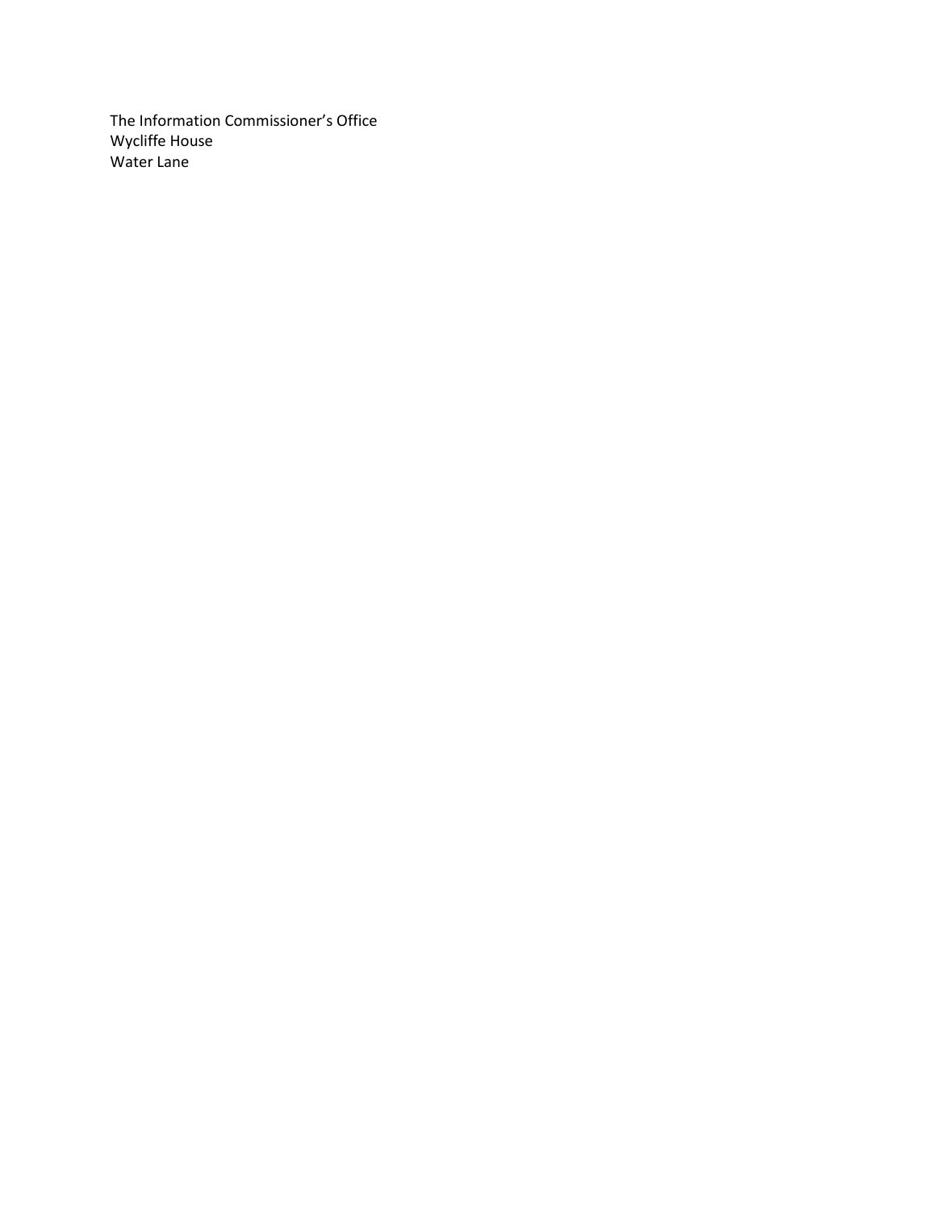The Information Commissioner's Office
Wycliffe House
Water Lane